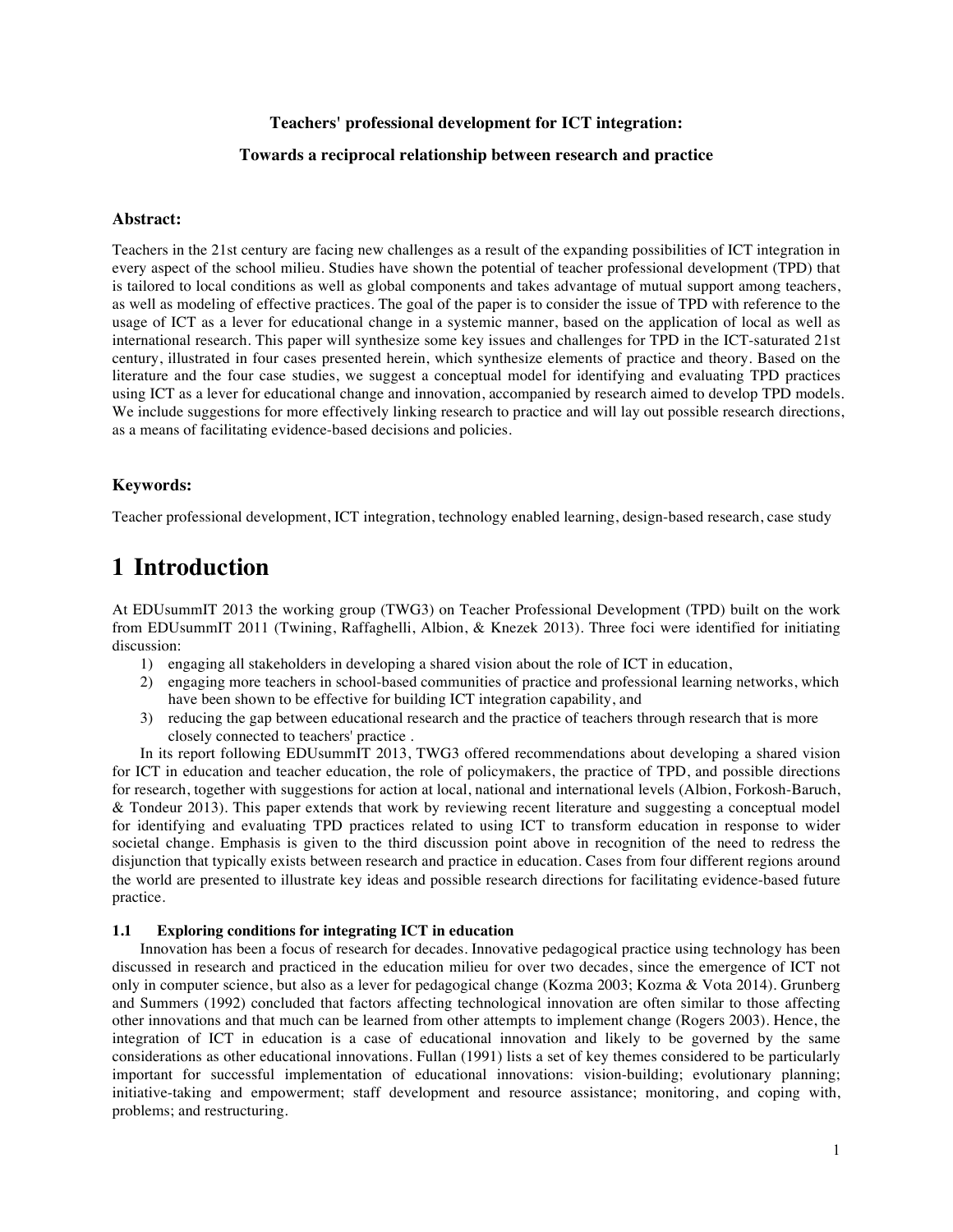**Teachers' professional development for ICT integration:**

**Towards a reciprocal relationship between research and practice**

**Abstract:**

Teachers in the 21st century are facing new challenges as a result of the expanding possibilities of ICT integration in every aspect of the school milieu. Studies have shown the potential of teacher professional development (TPD) that is tailored to local conditions as well as global components and takes advantage of mutual support among teachers, as well as modeling of effective practices. The goal of the paper is to consider the issue of TPD with reference to the usage of ICT as a lever for educational change in a systemic manner, based on the application of local as well as international research. This paper will synthesize some key issues and challenges for TPD in the ICT-saturated 21st century, illustrated in four cases presented herein, which synthesize elements of practice and theory. Based on the literature and the four case studies, we suggest a conceptual model for identifying and evaluating TPD practices using ICT as a lever for educational change and innovation, accompanied by research aimed to develop TPD models. We include suggestions for more effectively linking research to practice and will lay out possible research directions, as a means of facilitating evidence-based decisions and policies.

**Keywords:**

Teacher professional development, ICT integration, technology enabled learning, design-based research, case study

# 1 Introduction

At EDUsummIT 2013 the working group (TWG3) on Teacher Professional Development (TPD) built on the work from EDUsummIT 2011 (Twining, Raffaghelli, Albion, & Knezek 2013). Three foci were identified for initiating discussion:

1) engaging all stakeholders in developing a shared vision about the role of ICT in education,
2) engaging more teachers in school-based communities of practice and professional learning networks, which have been shown to be effective for building ICT integration capability, and
3) reducing the gap between educational research and the practice of teachers through research that is more closely connected to teachers' practice .

In its report following EDUsummIT 2013, TWG3 offered recommendations about developing a shared vision for ICT in education and teacher education, the role of policymakers, the practice of TPD, and possible directions for research, together with suggestions for action at local, national and international levels (Albion, Forkosh-Baruch, & Tondeur 2013). This paper extends that work by reviewing recent literature and suggesting a conceptual model for identifying and evaluating TPD practices related to using ICT to transform education in response to wider societal change. Emphasis is given to the third discussion point above in recognition of the need to redress the disjunction that typically exists between research and practice in education. Cases from four different regions around the world are presented to illustrate key ideas and possible research directions for facilitating evidence-based future practice.

## 1.1 Exploring conditions for integrating ICT in education

Innovation has been a focus of research for decades. Innovative pedagogical practice using technology has been discussed in research and practiced in the education milieu for over two decades, since the emergence of ICT not only in computer science, but also as a lever for pedagogical change (Kozma 2003; Kozma & Vota 2014). Grunberg and Summers (1992) concluded that factors affecting technological innovation are often similar to those affecting other innovations and that much can be learned from other attempts to implement change (Rogers 2003). Hence, the integration of ICT in education is a case of educational innovation and likely to be governed by the same considerations as other educational innovations. Fullan (1991) lists a set of key themes considered to be particularly important for successful implementation of educational innovations: vision-building; evolutionary planning; initiative-taking and empowerment; staff development and resource assistance; monitoring, and coping with, problems; and restructuring.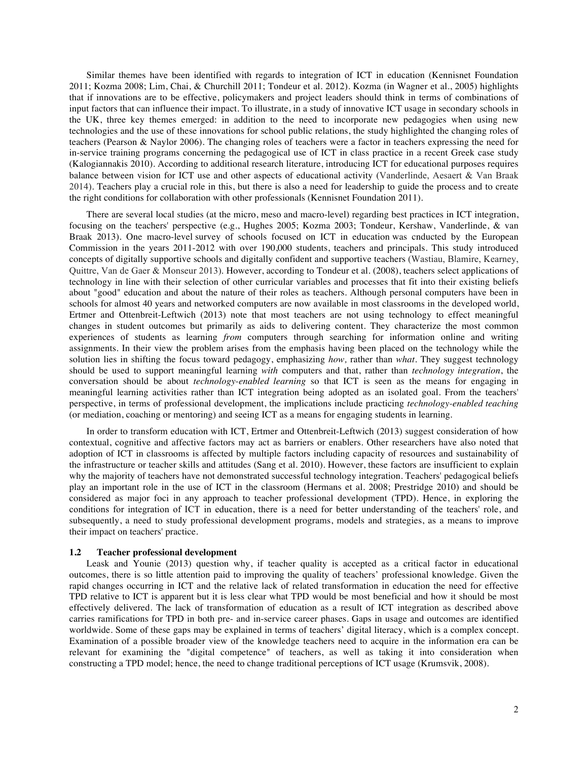Similar themes have been identified with regards to integration of ICT in education (Kennisnet Foundation 2011; Kozma 2008; Lim, Chai, & Churchill 2011; Tondeur et al. 2012). Kozma (in Wagner et al., 2005) highlights that if innovations are to be effective, policymakers and project leaders should think in terms of combinations of input factors that can influence their impact. To illustrate, in a study of innovative ICT usage in secondary schools in the UK, three key themes emerged: in addition to the need to incorporate new pedagogies when using new technologies and the use of these innovations for school public relations, the study highlighted the changing roles of teachers (Pearson & Naylor 2006). The changing roles of teachers were a factor in teachers expressing the need for in-service training programs concerning the pedagogical use of ICT in class practice in a recent Greek case study (Kalogiannakis 2010). According to additional research literature, introducing ICT for educational purposes requires balance between vision for ICT use and other aspects of educational activity (Vanderlinde, Aesaert & Van Braak 2014). Teachers play a crucial role in this, but there is also a need for leadership to guide the process and to create the right conditions for collaboration with other professionals (Kennisnet Foundation 2011).

There are several local studies (at the micro, meso and macro-level) regarding best practices in ICT integration, focusing on the teachers' perspective (e.g., Hughes 2005; Kozma 2003; Tondeur, Kershaw, Vanderlinde, & van Braak 2013). One macro-level survey of schools focused on ICT in education was cnducted by the European Commission in the years 2011-2012 with over 190,000 students, teachers and principals. This study introduced concepts of digitally supportive schools and digitally confident and supportive teachers (Wastiau, Blamire, Kearney, Quittre, Van de Gaer & Monseur 2013). However, according to Tondeur et al. (2008), teachers select applications of technology in line with their selection of other curricular variables and processes that fit into their existing beliefs about "good" education and about the nature of their roles as teachers. Although personal computers have been in schools for almost 40 years and networked computers are now available in most classrooms in the developed world, Ertmer and Ottenbreit-Leftwich (2013) note that most teachers are not using technology to effect meaningful changes in student outcomes but primarily as aids to delivering content. They characterize the most common experiences of students as learning *from* computers through searching for information online and writing assignments. In their view the problem arises from the emphasis having been placed on the technology while the solution lies in shifting the focus toward pedagogy, emphasizing *how,* rather than *what*. They suggest technology should be used to support meaningful learning *with* computers and that, rather than *technology integration*, the conversation should be about *technology-enabled learning* so that ICT is seen as the means for engaging in meaningful learning activities rather than ICT integration being adopted as an isolated goal. From the teachers' perspective, in terms of professional development, the implications include practicing *technology-enabled teaching* (or mediation, coaching or mentoring) and seeing ICT as a means for engaging students in learning.

In order to transform education with ICT, Ertmer and Ottenbreit-Leftwich (2013) suggest consideration of how contextual, cognitive and affective factors may act as barriers or enablers. Other researchers have also noted that adoption of ICT in classrooms is affected by multiple factors including capacity of resources and sustainability of the infrastructure or teacher skills and attitudes (Sang et al. 2010). However, these factors are insufficient to explain why the majority of teachers have not demonstrated successful technology integration. Teachers' pedagogical beliefs play an important role in the use of ICT in the classroom (Hermans et al. 2008; Prestridge 2010) and should be considered as major foci in any approach to teacher professional development (TPD). Hence, in exploring the conditions for integration of ICT in education, there is a need for better understanding of the teachers' role, and subsequently, a need to study professional development programs, models and strategies, as a means to improve their impact on teachers' practice.

### 1.2 Teacher professional development

Leask and Younie (2013) question why, if teacher quality is accepted as a critical factor in educational outcomes, there is so little attention paid to improving the quality of teachers' professional knowledge. Given the rapid changes occurring in ICT and the relative lack of related transformation in education the need for effective TPD relative to ICT is apparent but it is less clear what TPD would be most beneficial and how it should be most effectively delivered. The lack of transformation of education as a result of ICT integration as described above carries ramifications for TPD in both pre- and in-service career phases. Gaps in usage and outcomes are identified worldwide. Some of these gaps may be explained in terms of teachers' digital literacy, which is a complex concept. Examination of a possible broader view of the knowledge teachers need to acquire in the information era can be relevant for examining the "digital competence" of teachers, as well as taking it into consideration when constructing a TPD model; hence, the need to change traditional perceptions of ICT usage (Krumsvik, 2008).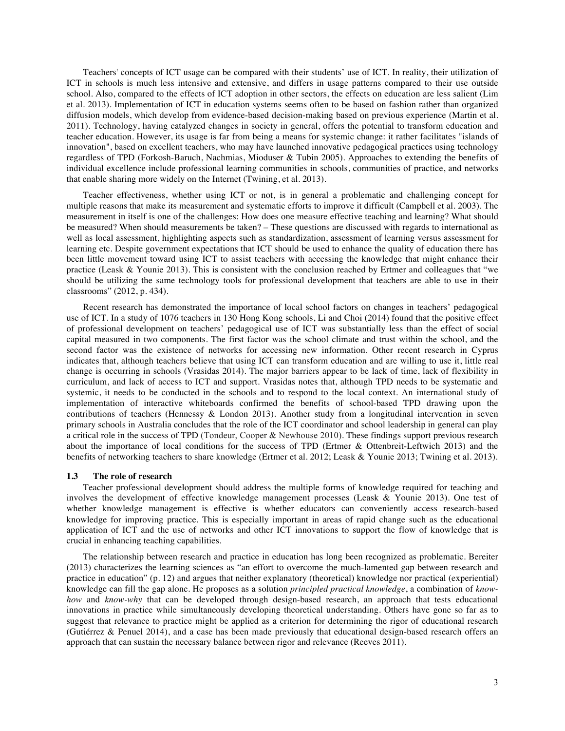Teachers' concepts of ICT usage can be compared with their students' use of ICT. In reality, their utilization of ICT in schools is much less intensive and extensive, and differs in usage patterns compared to their use outside school. Also, compared to the effects of ICT adoption in other sectors, the effects on education are less salient (Lim et al. 2013). Implementation of ICT in education systems seems often to be based on fashion rather than organized diffusion models, which develop from evidence-based decision-making based on previous experience (Martin et al. 2011). Technology, having catalyzed changes in society in general, offers the potential to transform education and teacher education. However, its usage is far from being a means for systemic change: it rather facilitates "islands of innovation", based on excellent teachers, who may have launched innovative pedagogical practices using technology regardless of TPD (Forkosh-Baruch, Nachmias, Mioduser & Tubin 2005). Approaches to extending the benefits of individual excellence include professional learning communities in schools, communities of practice, and networks that enable sharing more widely on the Internet (Twining, et al. 2013).

Teacher effectiveness, whether using ICT or not, is in general a problematic and challenging concept for multiple reasons that make its measurement and systematic efforts to improve it difficult (Campbell et al. 2003). The measurement in itself is one of the challenges: How does one measure effective teaching and learning? What should be measured? When should measurements be taken? – These questions are discussed with regards to international as well as local assessment, highlighting aspects such as standardization, assessment of learning versus assessment for learning etc. Despite government expectations that ICT should be used to enhance the quality of education there has been little movement toward using ICT to assist teachers with accessing the knowledge that might enhance their practice (Leask & Younie 2013). This is consistent with the conclusion reached by Ertmer and colleagues that "we should be utilizing the same technology tools for professional development that teachers are able to use in their classrooms" (2012, p. 434).

Recent research has demonstrated the importance of local school factors on changes in teachers' pedagogical use of ICT. In a study of 1076 teachers in 130 Hong Kong schools, Li and Choi (2014) found that the positive effect of professional development on teachers' pedagogical use of ICT was substantially less than the effect of social capital measured in two components. The first factor was the school climate and trust within the school, and the second factor was the existence of networks for accessing new information. Other recent research in Cyprus indicates that, although teachers believe that using ICT can transform education and are willing to use it, little real change is occurring in schools (Vrasidas 2014). The major barriers appear to be lack of time, lack of flexibility in curriculum, and lack of access to ICT and support. Vrasidas notes that, although TPD needs to be systematic and systemic, it needs to be conducted in the schools and to respond to the local context. An international study of implementation of interactive whiteboards confirmed the benefits of school-based TPD drawing upon the contributions of teachers (Hennessy & London 2013). Another study from a longitudinal intervention in seven primary schools in Australia concludes that the role of the ICT coordinator and school leadership in general can play a critical role in the success of TPD (Tondeur, Cooper & Newhouse 2010). These findings support previous research about the importance of local conditions for the success of TPD (Ertmer & Ottenbreit-Leftwich 2013) and the benefits of networking teachers to share knowledge (Ertmer et al. 2012; Leask & Younie 2013; Twining et al. 2013).

### 1.3 The role of research

Teacher professional development should address the multiple forms of knowledge required for teaching and involves the development of effective knowledge management processes (Leask & Younie 2013). One test of whether knowledge management is effective is whether educators can conveniently access research-based knowledge for improving practice. This is especially important in areas of rapid change such as the educational application of ICT and the use of networks and other ICT innovations to support the flow of knowledge that is crucial in enhancing teaching capabilities.

The relationship between research and practice in education has long been recognized as problematic. Bereiter (2013) characterizes the learning sciences as "an effort to overcome the much-lamented gap between research and practice in education" (p. 12) and argues that neither explanatory (theoretical) knowledge nor practical (experiential) knowledge can fill the gap alone. He proposes as a solution *principled practical knowledge*, a combination of *know-how* and *know-why* that can be developed through design-based research, an approach that tests educational innovations in practice while simultaneously developing theoretical understanding. Others have gone so far as to suggest that relevance to practice might be applied as a criterion for determining the rigor of educational research (Gutiérrez & Penuel 2014), and a case has been made previously that educational design-based research offers an approach that can sustain the necessary balance between rigor and relevance (Reeves 2011).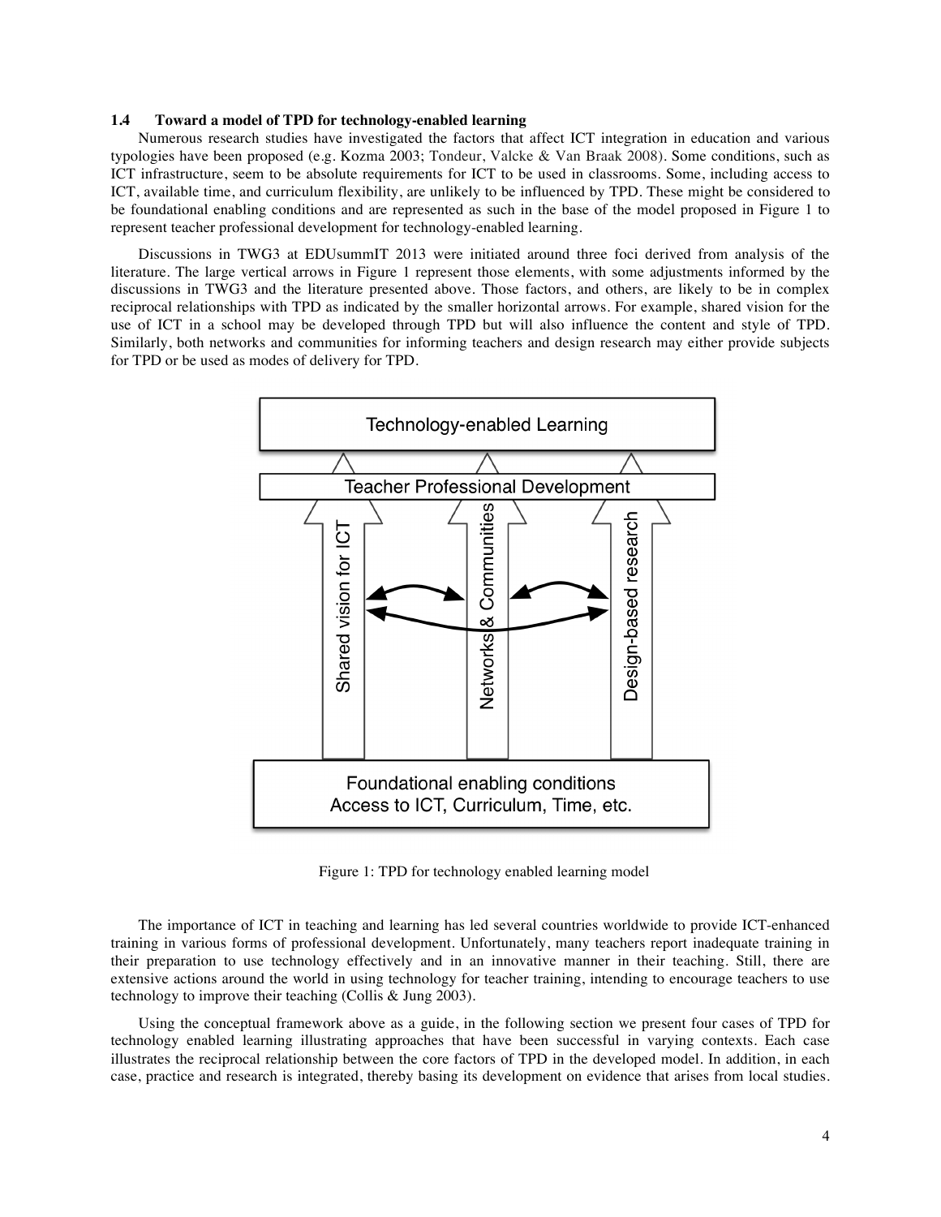### 1.4 Toward a model of TPD for technology-enabled learning

Numerous research studies have investigated the factors that affect ICT integration in education and various typologies have been proposed (e.g. Kozma 2003; Tondeur, Valcke & Van Braak 2008). Some conditions, such as ICT infrastructure, seem to be absolute requirements for ICT to be used in classrooms. Some, including access to ICT, available time, and curriculum flexibility, are unlikely to be influenced by TPD. These might be considered to be foundational enabling conditions and are represented as such in the base of the model proposed in Figure 1 to represent teacher professional development for technology-enabled learning.

Discussions in TWG3 at EDUsummIT 2013 were initiated around three foci derived from analysis of the literature. The large vertical arrows in Figure 1 represent those elements, with some adjustments informed by the discussions in TWG3 and the literature presented above. Those factors, and others, are likely to be in complex reciprocal relationships with TPD as indicated by the smaller horizontal arrows. For example, shared vision for the use of ICT in a school may be developed through TPD but will also influence the content and style of TPD. Similarly, both networks and communities for informing teachers and design research may either provide subjects for TPD or be used as modes of delivery for TPD.

Technology-enabled Learning

Teacher Professional Development

Shared vision for ICT | Networks & Communities | Design-based research

Foundational enabling conditions
Access to ICT, Curriculum, Time, etc.

Figure 1: TPD for technology enabled learning model

The importance of ICT in teaching and learning has led several countries worldwide to provide ICT-enhanced training in various forms of professional development. Unfortunately, many teachers report inadequate training in their preparation to use technology effectively and in an innovative manner in their teaching. Still, there are extensive actions around the world in using technology for teacher training, intending to encourage teachers to use technology to improve their teaching (Collis & Jung 2003).

Using the conceptual framework above as a guide, in the following section we present four cases of TPD for technology enabled learning illustrating approaches that have been successful in varying contexts. Each case illustrates the reciprocal relationship between the core factors of TPD in the developed model. In addition, in each case, practice and research is integrated, thereby basing its development on evidence that arises from local studies.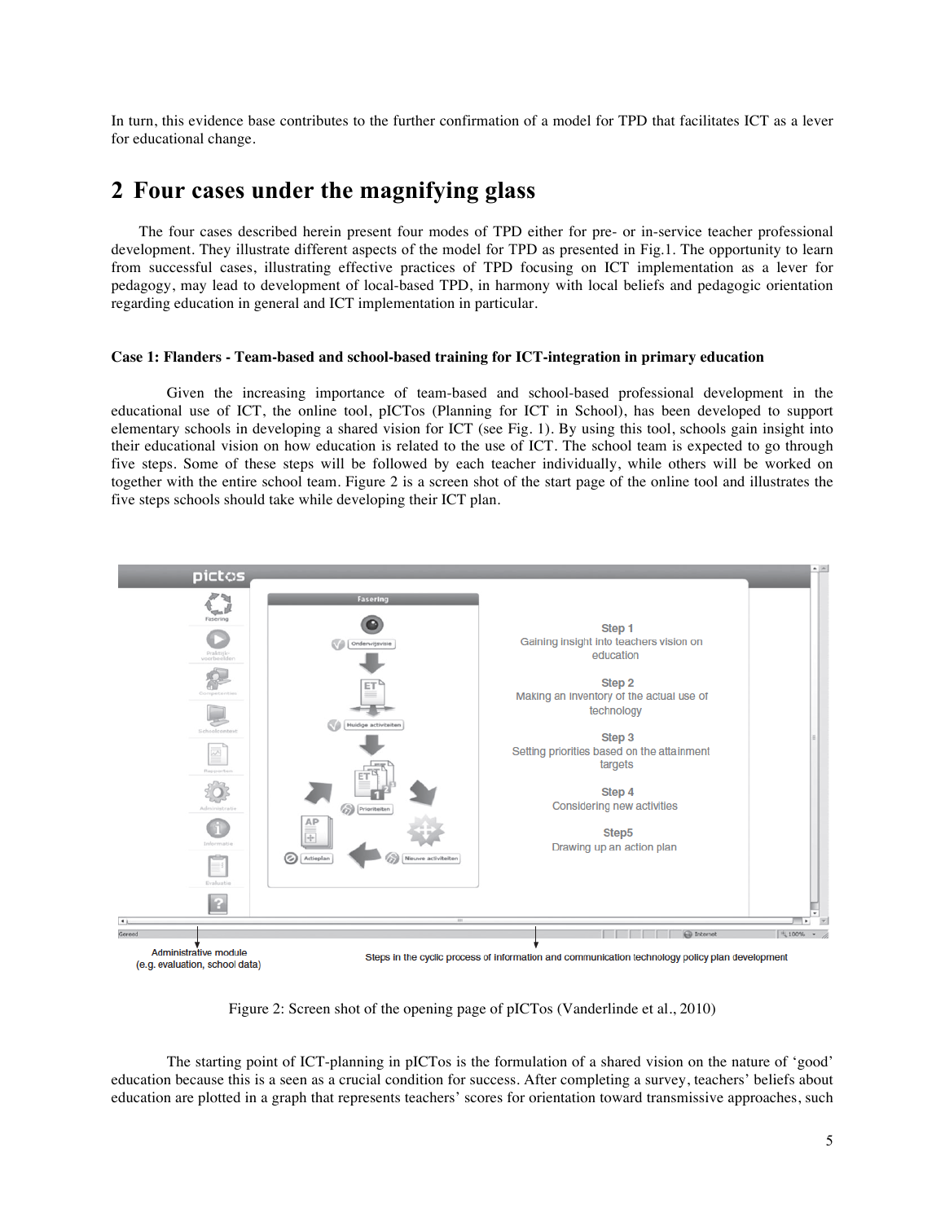In turn, this evidence base contributes to the further confirmation of a model for TPD that facilitates ICT as a lever for educational change.

## 2 Four cases under the magnifying glass

The four cases described herein present four modes of TPD either for pre- or in-service teacher professional development. They illustrate different aspects of the model for TPD as presented in Fig.1. The opportunity to learn from successful cases, illustrating effective practices of TPD focusing on ICT implementation as a lever for pedagogy, may lead to development of local-based TPD, in harmony with local beliefs and pedagogic orientation regarding education in general and ICT implementation in particular.

#### Case 1: Flanders - Team-based and school-based training for ICT-integration in primary education

Given the increasing importance of team-based and school-based professional development in the educational use of ICT, the online tool, pICTos (Planning for ICT in School), has been developed to support elementary schools in developing a shared vision for ICT (see Fig. 1). By using this tool, schools gain insight into their educational vision on how education is related to the use of ICT. The school team is expected to go through five steps. Some of these steps will be followed by each teacher individually, while others will be worked on together with the entire school team. Figure 2 is a screen shot of the start page of the online tool and illustrates the five steps schools should take while developing their ICT plan.

Figure 2: Screen shot of the opening page of pICTos (Vanderlinde et al., 2010)

The starting point of ICT-planning in pICTos is the formulation of a shared vision on the nature of 'good' education because this is a seen as a crucial condition for success. After completing a survey, teachers' beliefs about education are plotted in a graph that represents teachers' scores for orientation toward transmissive approaches, such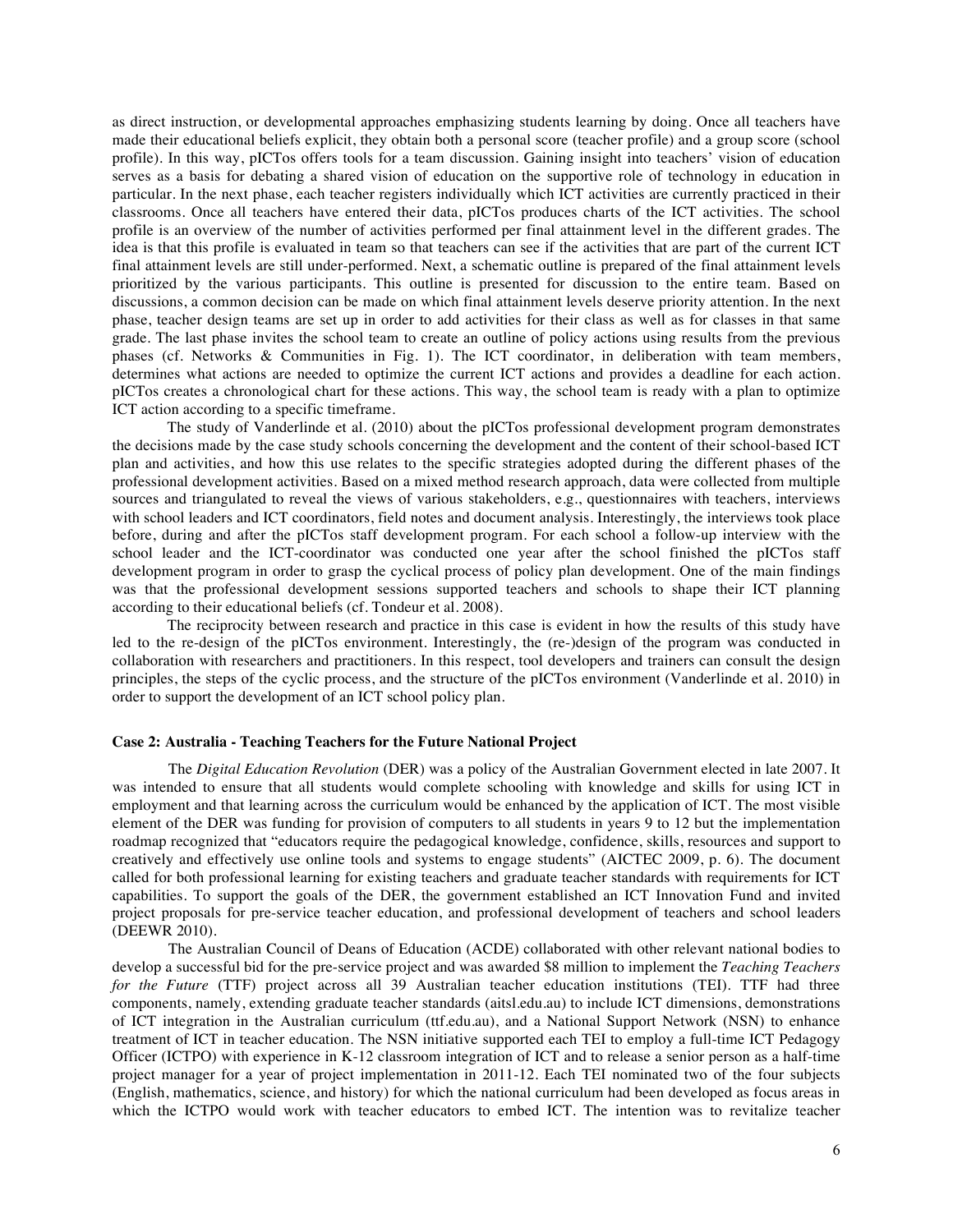as direct instruction, or developmental approaches emphasizing students learning by doing. Once all teachers have made their educational beliefs explicit, they obtain both a personal score (teacher profile) and a group score (school profile). In this way, pICTos offers tools for a team discussion. Gaining insight into teachers' vision of education serves as a basis for debating a shared vision of education on the supportive role of technology in education in particular. In the next phase, each teacher registers individually which ICT activities are currently practiced in their classrooms. Once all teachers have entered their data, pICTos produces charts of the ICT activities. The school profile is an overview of the number of activities performed per final attainment level in the different grades. The idea is that this profile is evaluated in team so that teachers can see if the activities that are part of the current ICT final attainment levels are still under-performed. Next, a schematic outline is prepared of the final attainment levels prioritized by the various participants. This outline is presented for discussion to the entire team. Based on discussions, a common decision can be made on which final attainment levels deserve priority attention. In the next phase, teacher design teams are set up in order to add activities for their class as well as for classes in that same grade. The last phase invites the school team to create an outline of policy actions using results from the previous phases (cf. Networks & Communities in Fig. 1). The ICT coordinator, in deliberation with team members, determines what actions are needed to optimize the current ICT actions and provides a deadline for each action. pICTos creates a chronological chart for these actions. This way, the school team is ready with a plan to optimize ICT action according to a specific timeframe.

The study of Vanderlinde et al. (2010) about the pICTos professional development program demonstrates the decisions made by the case study schools concerning the development and the content of their school-based ICT plan and activities, and how this use relates to the specific strategies adopted during the different phases of the professional development activities. Based on a mixed method research approach, data were collected from multiple sources and triangulated to reveal the views of various stakeholders, e.g., questionnaires with teachers, interviews with school leaders and ICT coordinators, field notes and document analysis. Interestingly, the interviews took place before, during and after the pICTos staff development program. For each school a follow-up interview with the school leader and the ICT-coordinator was conducted one year after the school finished the pICTos staff development program in order to grasp the cyclical process of policy plan development. One of the main findings was that the professional development sessions supported teachers and schools to shape their ICT planning according to their educational beliefs (cf. Tondeur et al. 2008).

The reciprocity between research and practice in this case is evident in how the results of this study have led to the re-design of the pICTos environment. Interestingly, the (re-)design of the program was conducted in collaboration with researchers and practitioners. In this respect, tool developers and trainers can consult the design principles, the steps of the cyclic process, and the structure of the pICTos environment (Vanderlinde et al. 2010) in order to support the development of an ICT school policy plan.

**Case 2: Australia - Teaching Teachers for the Future National Project**

The *Digital Education Revolution* (DER) was a policy of the Australian Government elected in late 2007. It was intended to ensure that all students would complete schooling with knowledge and skills for using ICT in employment and that learning across the curriculum would be enhanced by the application of ICT. The most visible element of the DER was funding for provision of computers to all students in years 9 to 12 but the implementation roadmap recognized that "educators require the pedagogical knowledge, confidence, skills, resources and support to creatively and effectively use online tools and systems to engage students" (AICTEC 2009, p. 6). The document called for both professional learning for existing teachers and graduate teacher standards with requirements for ICT capabilities. To support the goals of the DER, the government established an ICT Innovation Fund and invited project proposals for pre-service teacher education, and professional development of teachers and school leaders (DEEWR 2010).

The Australian Council of Deans of Education (ACDE) collaborated with other relevant national bodies to develop a successful bid for the pre-service project and was awarded $8 million to implement the *Teaching Teachers for the Future* (TTF) project across all 39 Australian teacher education institutions (TEI). TTF had three components, namely, extending graduate teacher standards (aitsl.edu.au) to include ICT dimensions, demonstrations of ICT integration in the Australian curriculum (ttf.edu.au), and a National Support Network (NSN) to enhance treatment of ICT in teacher education. The NSN initiative supported each TEI to employ a full-time ICT Pedagogy Officer (ICTPO) with experience in K-12 classroom integration of ICT and to release a senior person as a half-time project manager for a year of project implementation in 2011-12. Each TEI nominated two of the four subjects (English, mathematics, science, and history) for which the national curriculum had been developed as focus areas in which the ICTPO would work with teacher educators to embed ICT. The intention was to revitalize teacher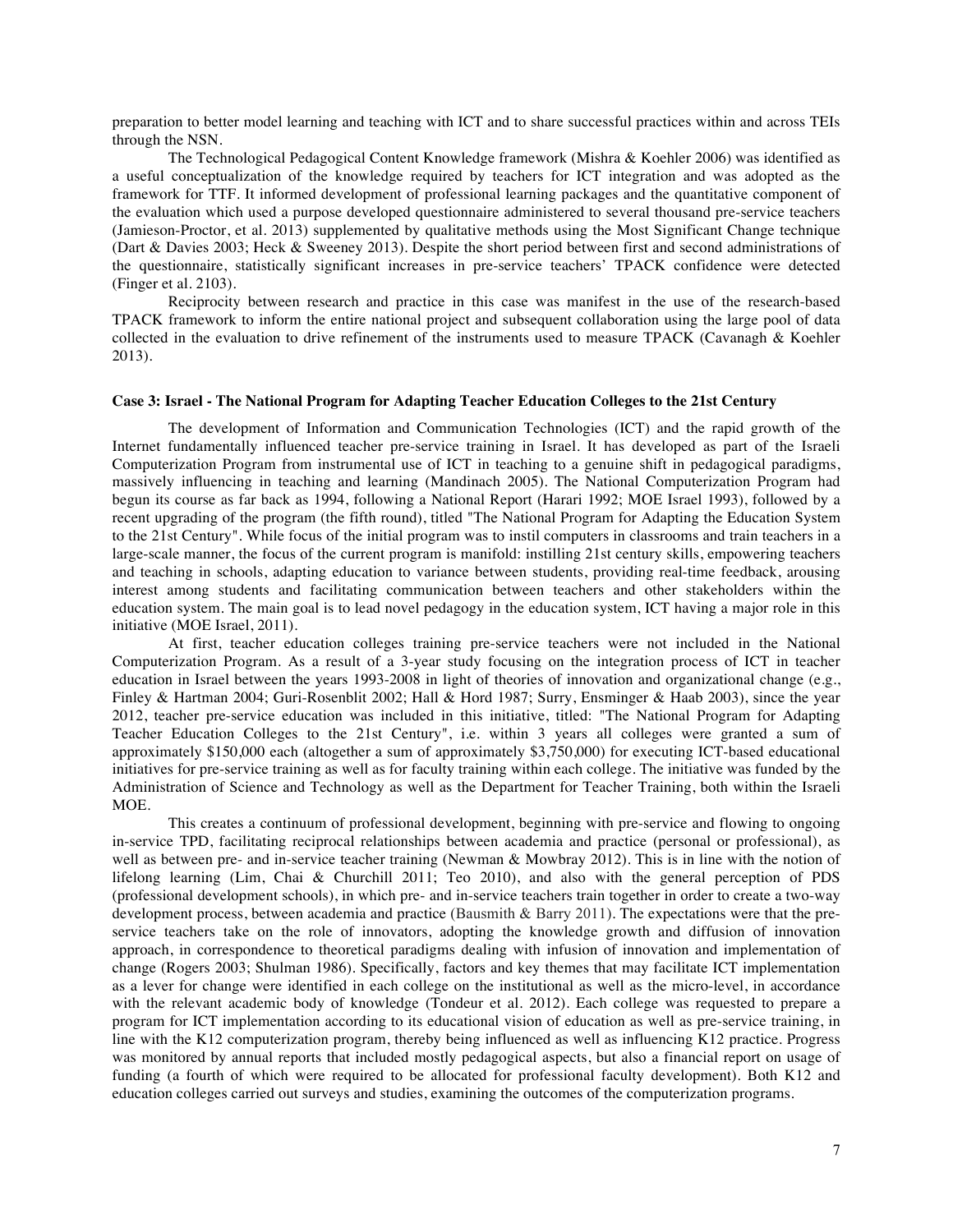preparation to better model learning and teaching with ICT and to share successful practices within and across TEIs through the NSN.

The Technological Pedagogical Content Knowledge framework (Mishra & Koehler 2006) was identified as a useful conceptualization of the knowledge required by teachers for ICT integration and was adopted as the framework for TTF. It informed development of professional learning packages and the quantitative component of the evaluation which used a purpose developed questionnaire administered to several thousand pre-service teachers (Jamieson-Proctor, et al. 2013) supplemented by qualitative methods using the Most Significant Change technique (Dart & Davies 2003; Heck & Sweeney 2013). Despite the short period between first and second administrations of the questionnaire, statistically significant increases in pre-service teachers' TPACK confidence were detected (Finger et al. 2103).

Reciprocity between research and practice in this case was manifest in the use of the research-based TPACK framework to inform the entire national project and subsequent collaboration using the large pool of data collected in the evaluation to drive refinement of the instruments used to measure TPACK (Cavanagh & Koehler 2013).

**Case 3: Israel - The National Program for Adapting Teacher Education Colleges to the 21st Century**

The development of Information and Communication Technologies (ICT) and the rapid growth of the Internet fundamentally influenced teacher pre-service training in Israel. It has developed as part of the Israeli Computerization Program from instrumental use of ICT in teaching to a genuine shift in pedagogical paradigms, massively influencing in teaching and learning (Mandinach 2005). The National Computerization Program had begun its course as far back as 1994, following a National Report (Harari 1992; MOE Israel 1993), followed by a recent upgrading of the program (the fifth round), titled "The National Program for Adapting the Education System to the 21st Century". While focus of the initial program was to instil computers in classrooms and train teachers in a large-scale manner, the focus of the current program is manifold: instilling 21st century skills, empowering teachers and teaching in schools, adapting education to variance between students, providing real-time feedback, arousing interest among students and facilitating communication between teachers and other stakeholders within the education system. The main goal is to lead novel pedagogy in the education system, ICT having a major role in this initiative (MOE Israel, 2011).

At first, teacher education colleges training pre-service teachers were not included in the National Computerization Program. As a result of a 3-year study focusing on the integration process of ICT in teacher education in Israel between the years 1993-2008 in light of theories of innovation and organizational change (e.g., Finley & Hartman 2004; Guri-Rosenblit 2002; Hall & Hord 1987; Surry, Ensminger & Haab 2003), since the year 2012, teacher pre-service education was included in this initiative, titled: "The National Program for Adapting Teacher Education Colleges to the 21st Century", i.e. within 3 years all colleges were granted a sum of approximately $150,000 each (altogether a sum of approximately $3,750,000) for executing ICT-based educational initiatives for pre-service training as well as for faculty training within each college. The initiative was funded by the Administration of Science and Technology as well as the Department for Teacher Training, both within the Israeli MOE.

This creates a continuum of professional development, beginning with pre-service and flowing to ongoing in-service TPD, facilitating reciprocal relationships between academia and practice (personal or professional), as well as between pre- and in-service teacher training (Newman & Mowbray 2012). This is in line with the notion of lifelong learning (Lim, Chai & Churchill 2011; Teo 2010), and also with the general perception of PDS (professional development schools), in which pre- and in-service teachers train together in order to create a two-way development process, between academia and practice (Bausmith & Barry 2011). The expectations were that the pre-service teachers take on the role of innovators, adopting the knowledge growth and diffusion of innovation approach, in correspondence to theoretical paradigms dealing with infusion of innovation and implementation of change (Rogers 2003; Shulman 1986). Specifically, factors and key themes that may facilitate ICT implementation as a lever for change were identified in each college on the institutional as well as the micro-level, in accordance with the relevant academic body of knowledge (Tondeur et al. 2012). Each college was requested to prepare a program for ICT implementation according to its educational vision of education as well as pre-service training, in line with the K12 computerization program, thereby being influenced as well as influencing K12 practice. Progress was monitored by annual reports that included mostly pedagogical aspects, but also a financial report on usage of funding (a fourth of which were required to be allocated for professional faculty development). Both K12 and education colleges carried out surveys and studies, examining the outcomes of the computerization programs.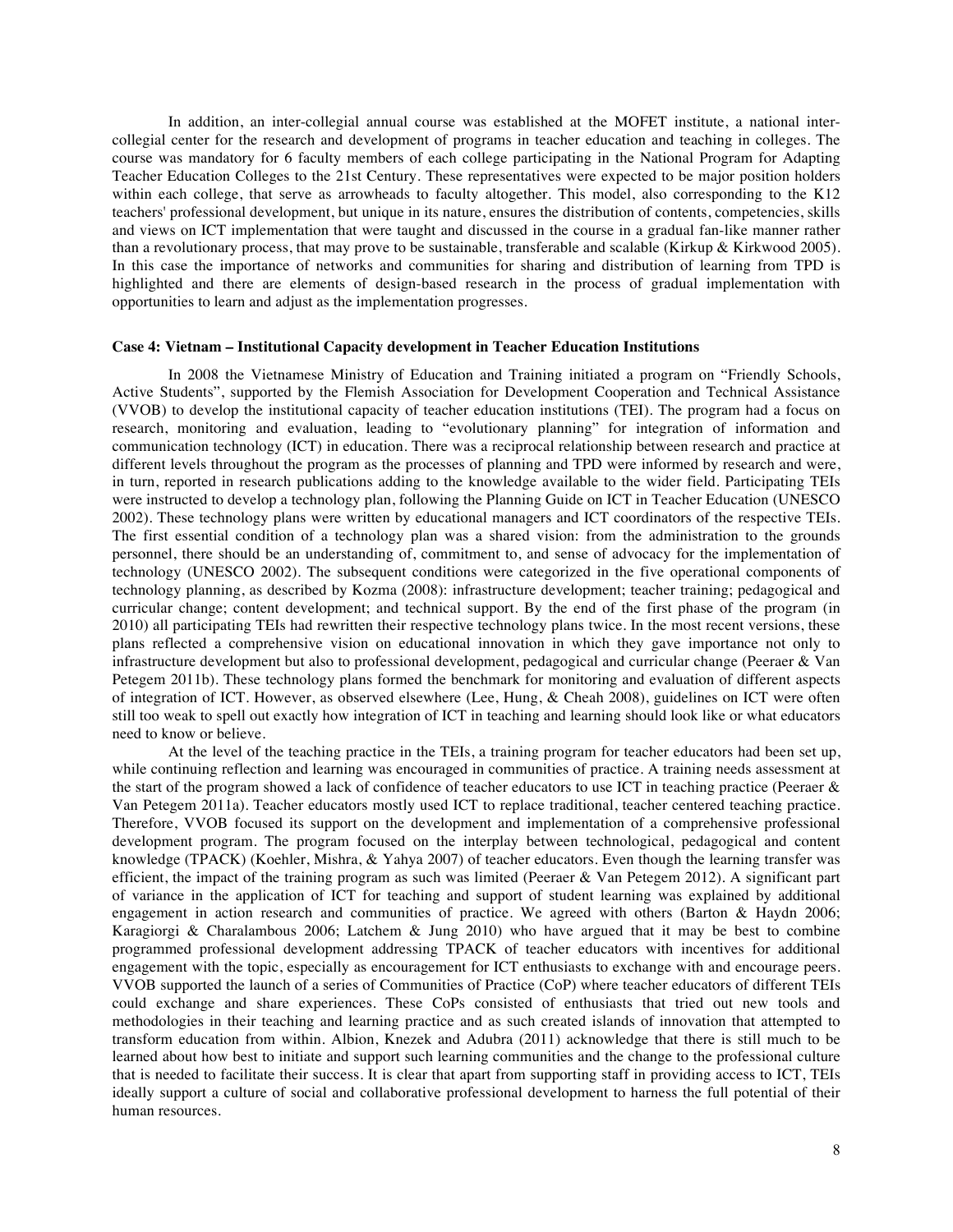In addition, an inter-collegial annual course was established at the MOFET institute, a national inter-collegial center for the research and development of programs in teacher education and teaching in colleges. The course was mandatory for 6 faculty members of each college participating in the National Program for Adapting Teacher Education Colleges to the 21st Century. These representatives were expected to be major position holders within each college, that serve as arrowheads to faculty altogether. This model, also corresponding to the K12 teachers' professional development, but unique in its nature, ensures the distribution of contents, competencies, skills and views on ICT implementation that were taught and discussed in the course in a gradual fan-like manner rather than a revolutionary process, that may prove to be sustainable, transferable and scalable (Kirkup & Kirkwood 2005). In this case the importance of networks and communities for sharing and distribution of learning from TPD is highlighted and there are elements of design-based research in the process of gradual implementation with opportunities to learn and adjust as the implementation progresses.

**Case 4: Vietnam – Institutional Capacity development in Teacher Education Institutions**

In 2008 the Vietnamese Ministry of Education and Training initiated a program on "Friendly Schools, Active Students", supported by the Flemish Association for Development Cooperation and Technical Assistance (VVOB) to develop the institutional capacity of teacher education institutions (TEI). The program had a focus on research, monitoring and evaluation, leading to "evolutionary planning" for integration of information and communication technology (ICT) in education. There was a reciprocal relationship between research and practice at different levels throughout the program as the processes of planning and TPD were informed by research and were, in turn, reported in research publications adding to the knowledge available to the wider field. Participating TEIs were instructed to develop a technology plan, following the Planning Guide on ICT in Teacher Education (UNESCO 2002). These technology plans were written by educational managers and ICT coordinators of the respective TEIs. The first essential condition of a technology plan was a shared vision: from the administration to the grounds personnel, there should be an understanding of, commitment to, and sense of advocacy for the implementation of technology (UNESCO 2002). The subsequent conditions were categorized in the five operational components of technology planning, as described by Kozma (2008): infrastructure development; teacher training; pedagogical and curricular change; content development; and technical support. By the end of the first phase of the program (in 2010) all participating TEIs had rewritten their respective technology plans twice. In the most recent versions, these plans reflected a comprehensive vision on educational innovation in which they gave importance not only to infrastructure development but also to professional development, pedagogical and curricular change (Peeraer & Van Petegem 2011b). These technology plans formed the benchmark for monitoring and evaluation of different aspects of integration of ICT. However, as observed elsewhere (Lee, Hung, & Cheah 2008), guidelines on ICT were often still too weak to spell out exactly how integration of ICT in teaching and learning should look like or what educators need to know or believe.

At the level of the teaching practice in the TEIs, a training program for teacher educators had been set up, while continuing reflection and learning was encouraged in communities of practice. A training needs assessment at the start of the program showed a lack of confidence of teacher educators to use ICT in teaching practice (Peeraer & Van Petegem 2011a). Teacher educators mostly used ICT to replace traditional, teacher centered teaching practice. Therefore, VVOB focused its support on the development and implementation of a comprehensive professional development program. The program focused on the interplay between technological, pedagogical and content knowledge (TPACK) (Koehler, Mishra, & Yahya 2007) of teacher educators. Even though the learning transfer was efficient, the impact of the training program as such was limited (Peeraer & Van Petegem 2012). A significant part of variance in the application of ICT for teaching and support of student learning was explained by additional engagement in action research and communities of practice. We agreed with others (Barton & Haydn 2006; Karagiorgi & Charalambous 2006; Latchem & Jung 2010) who have argued that it may be best to combine programmed professional development addressing TPACK of teacher educators with incentives for additional engagement with the topic, especially as encouragement for ICT enthusiasts to exchange with and encourage peers. VVOB supported the launch of a series of Communities of Practice (CoP) where teacher educators of different TEIs could exchange and share experiences. These CoPs consisted of enthusiasts that tried out new tools and methodologies in their teaching and learning practice and as such created islands of innovation that attempted to transform education from within. Albion, Knezek and Adubra (2011) acknowledge that there is still much to be learned about how best to initiate and support such learning communities and the change to the professional culture that is needed to facilitate their success. It is clear that apart from supporting staff in providing access to ICT, TEIs ideally support a culture of social and collaborative professional development to harness the full potential of their human resources.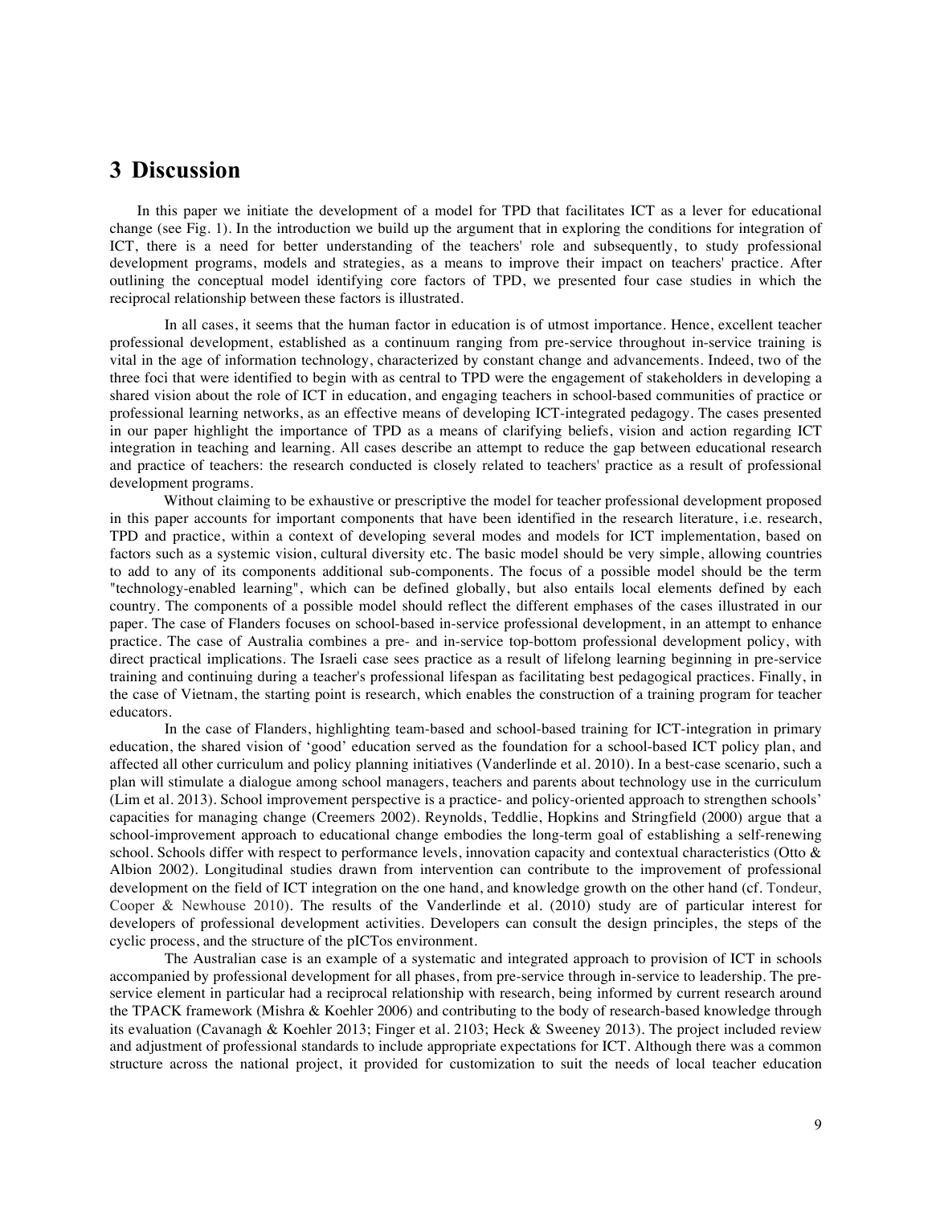# 3 Discussion

In this paper we initiate the development of a model for TPD that facilitates ICT as a lever for educational change (see Fig. 1). In the introduction we build up the argument that in exploring the conditions for integration of ICT, there is a need for better understanding of the teachers' role and subsequently, to study professional development programs, models and strategies, as a means to improve their impact on teachers' practice. After outlining the conceptual model identifying core factors of TPD, we presented four case studies in which the reciprocal relationship between these factors is illustrated.

In all cases, it seems that the human factor in education is of utmost importance. Hence, excellent teacher professional development, established as a continuum ranging from pre-service throughout in-service training is vital in the age of information technology, characterized by constant change and advancements. Indeed, two of the three foci that were identified to begin with as central to TPD were the engagement of stakeholders in developing a shared vision about the role of ICT in education, and engaging teachers in school-based communities of practice or professional learning networks, as an effective means of developing ICT-integrated pedagogy. The cases presented in our paper highlight the importance of TPD as a means of clarifying beliefs, vision and action regarding ICT integration in teaching and learning. All cases describe an attempt to reduce the gap between educational research and practice of teachers: the research conducted is closely related to teachers' practice as a result of professional development programs.

Without claiming to be exhaustive or prescriptive the model for teacher professional development proposed in this paper accounts for important components that have been identified in the research literature, i.e. research, TPD and practice, within a context of developing several modes and models for ICT implementation, based on factors such as a systemic vision, cultural diversity etc. The basic model should be very simple, allowing countries to add to any of its components additional sub-components. The focus of a possible model should be the term "technology-enabled learning", which can be defined globally, but also entails local elements defined by each country. The components of a possible model should reflect the different emphases of the cases illustrated in our paper. The case of Flanders focuses on school-based in-service professional development, in an attempt to enhance practice. The case of Australia combines a pre- and in-service top-bottom professional development policy, with direct practical implications. The Israeli case sees practice as a result of lifelong learning beginning in pre-service training and continuing during a teacher's professional lifespan as facilitating best pedagogical practices. Finally, in the case of Vietnam, the starting point is research, which enables the construction of a training program for teacher educators.

In the case of Flanders, highlighting team-based and school-based training for ICT-integration in primary education, the shared vision of 'good' education served as the foundation for a school-based ICT policy plan, and affected all other curriculum and policy planning initiatives (Vanderlinde et al. 2010). In a best-case scenario, such a plan will stimulate a dialogue among school managers, teachers and parents about technology use in the curriculum (Lim et al. 2013). School improvement perspective is a practice- and policy-oriented approach to strengthen schools' capacities for managing change (Creemers 2002). Reynolds, Teddlie, Hopkins and Stringfield (2000) argue that a school-improvement approach to educational change embodies the long-term goal of establishing a self-renewing school. Schools differ with respect to performance levels, innovation capacity and contextual characteristics (Otto & Albion 2002). Longitudinal studies drawn from intervention can contribute to the improvement of professional development on the field of ICT integration on the one hand, and knowledge growth on the other hand (cf. Tondeur, Cooper & Newhouse 2010). The results of the Vanderlinde et al. (2010) study are of particular interest for developers of professional development activities. Developers can consult the design principles, the steps of the cyclic process, and the structure of the pICTos environment.

The Australian case is an example of a systematic and integrated approach to provision of ICT in schools accompanied by professional development for all phases, from pre-service through in-service to leadership. The pre-service element in particular had a reciprocal relationship with research, being informed by current research around the TPACK framework (Mishra & Koehler 2006) and contributing to the body of research-based knowledge through its evaluation (Cavanagh & Koehler 2013; Finger et al. 2103; Heck & Sweeney 2013). The project included review and adjustment of professional standards to include appropriate expectations for ICT. Although there was a common structure across the national project, it provided for customization to suit the needs of local teacher education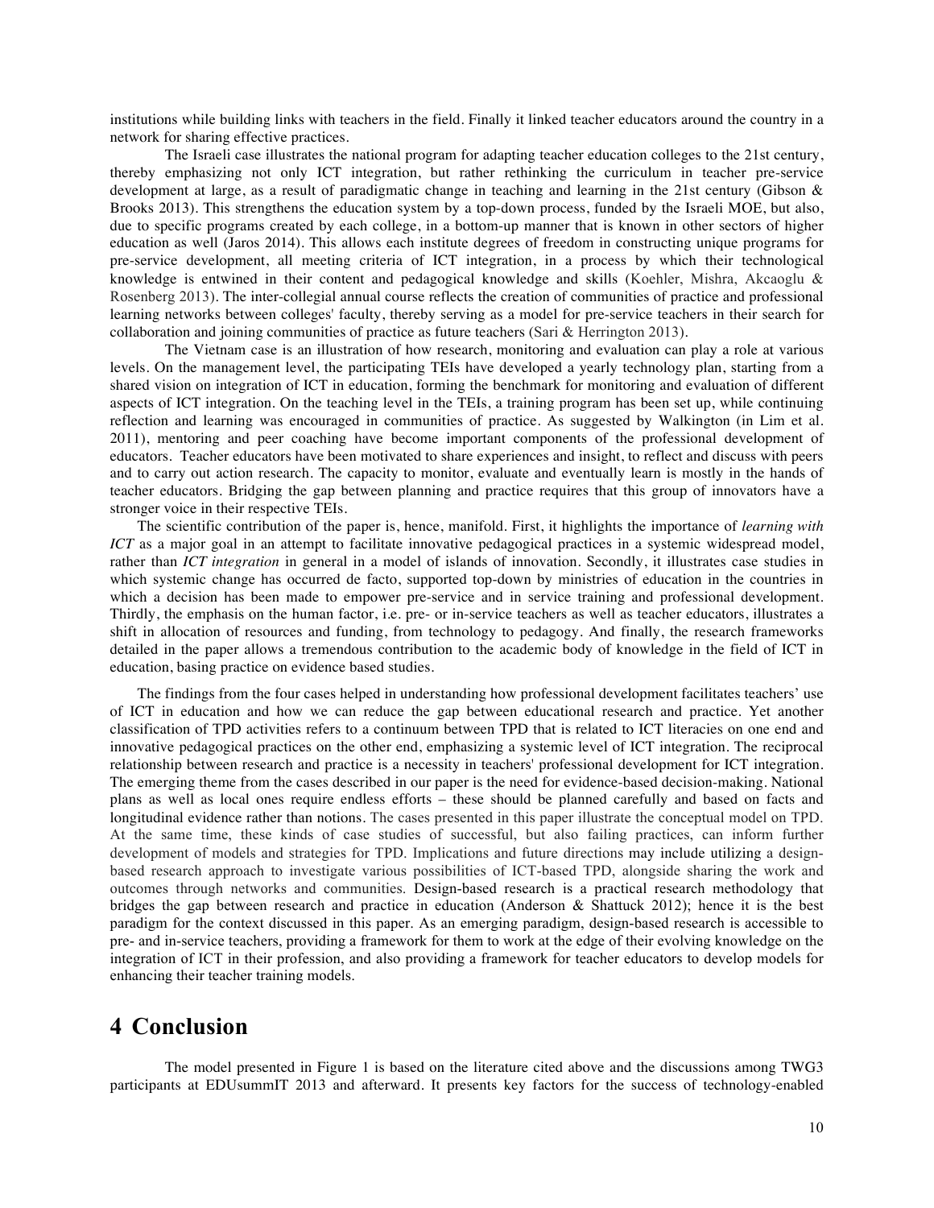institutions while building links with teachers in the field. Finally it linked teacher educators around the country in a network for sharing effective practices.

The Israeli case illustrates the national program for adapting teacher education colleges to the 21st century, thereby emphasizing not only ICT integration, but rather rethinking the curriculum in teacher pre-service development at large, as a result of paradigmatic change in teaching and learning in the 21st century (Gibson & Brooks 2013). This strengthens the education system by a top-down process, funded by the Israeli MOE, but also, due to specific programs created by each college, in a bottom-up manner that is known in other sectors of higher education as well (Jaros 2014). This allows each institute degrees of freedom in constructing unique programs for pre-service development, all meeting criteria of ICT integration, in a process by which their technological knowledge is entwined in their content and pedagogical knowledge and skills (Koehler, Mishra, Akcaoglu & Rosenberg 2013). The inter-collegial annual course reflects the creation of communities of practice and professional learning networks between colleges' faculty, thereby serving as a model for pre-service teachers in their search for collaboration and joining communities of practice as future teachers (Sari & Herrington 2013).

The Vietnam case is an illustration of how research, monitoring and evaluation can play a role at various levels. On the management level, the participating TEIs have developed a yearly technology plan, starting from a shared vision on integration of ICT in education, forming the benchmark for monitoring and evaluation of different aspects of ICT integration. On the teaching level in the TEIs, a training program has been set up, while continuing reflection and learning was encouraged in communities of practice. As suggested by Walkington (in Lim et al. 2011), mentoring and peer coaching have become important components of the professional development of educators. Teacher educators have been motivated to share experiences and insight, to reflect and discuss with peers and to carry out action research. The capacity to monitor, evaluate and eventually learn is mostly in the hands of teacher educators. Bridging the gap between planning and practice requires that this group of innovators have a stronger voice in their respective TEIs.

The scientific contribution of the paper is, hence, manifold. First, it highlights the importance of *learning with ICT* as a major goal in an attempt to facilitate innovative pedagogical practices in a systemic widespread model, rather than *ICT integration* in general in a model of islands of innovation. Secondly, it illustrates case studies in which systemic change has occurred de facto, supported top-down by ministries of education in the countries in which a decision has been made to empower pre-service and in service training and professional development. Thirdly, the emphasis on the human factor, i.e. pre- or in-service teachers as well as teacher educators, illustrates a shift in allocation of resources and funding, from technology to pedagogy. And finally, the research frameworks detailed in the paper allows a tremendous contribution to the academic body of knowledge in the field of ICT in education, basing practice on evidence based studies.

The findings from the four cases helped in understanding how professional development facilitates teachers' use of ICT in education and how we can reduce the gap between educational research and practice. Yet another classification of TPD activities refers to a continuum between TPD that is related to ICT literacies on one end and innovative pedagogical practices on the other end, emphasizing a systemic level of ICT integration. The reciprocal relationship between research and practice is a necessity in teachers' professional development for ICT integration. The emerging theme from the cases described in our paper is the need for evidence-based decision-making. National plans as well as local ones require endless efforts – these should be planned carefully and based on facts and longitudinal evidence rather than notions. The cases presented in this paper illustrate the conceptual model on TPD. At the same time, these kinds of case studies of successful, but also failing practices, can inform further development of models and strategies for TPD. Implications and future directions may include utilizing a design-based research approach to investigate various possibilities of ICT-based TPD, alongside sharing the work and outcomes through networks and communities. Design-based research is a practical research methodology that bridges the gap between research and practice in education (Anderson & Shattuck 2012); hence it is the best paradigm for the context discussed in this paper. As an emerging paradigm, design-based research is accessible to pre- and in-service teachers, providing a framework for them to work at the edge of their evolving knowledge on the integration of ICT in their profession, and also providing a framework for teacher educators to develop models for enhancing their teacher training models.

# 4 Conclusion

The model presented in Figure 1 is based on the literature cited above and the discussions among TWG3 participants at EDUsummIT 2013 and afterward. It presents key factors for the success of technology-enabled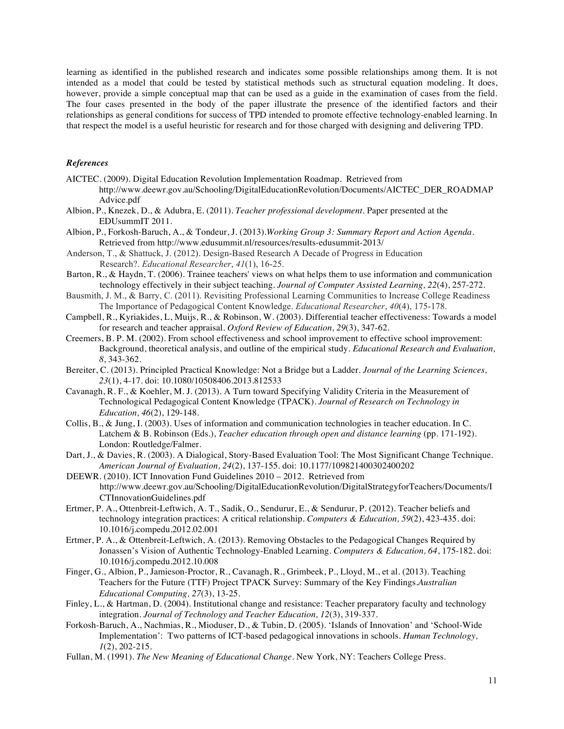learning as identified in the published research and indicates some possible relationships among them. It is not intended as a model that could be tested by statistical methods such as structural equation modeling. It does, however, provide a simple conceptual map that can be used as a guide in the examination of cases from the field. The four cases presented in the body of the paper illustrate the presence of the identified factors and their relationships as general conditions for success of TPD intended to promote effective technology-enabled learning. In that respect the model is a useful heuristic for research and for those charged with designing and delivering TPD.

### *References*

AICTEC. (2009). Digital Education Revolution Implementation Roadmap. Retrieved from http://www.deewr.gov.au/Schooling/DigitalEducationRevolution/Documents/AICTEC_DER_ROADMAP Advice.pdf

Albion, P., Knezek, D., & Adubra, E. (2011). *Teacher professional development*. Paper presented at the EDUsummIT 2011.

Albion, P., Forkosh-Baruch, A., & Tondeur, J. (2013).*Working Group 3: Summary Report and Action Agenda*. Retrieved from http://www.edusummit.nl/resources/results-edusummit-2013/

Anderson, T., & Shattuck, J. (2012). Design-Based Research A Decade of Progress in Education Research?. *Educational Researcher*, *41*(1), 16-25.

Barton, R., & Haydn, T. (2006). Trainee teachers' views on what helps them to use information and communication technology effectively in their subject teaching. *Journal of Computer Assisted Learning, 22*(4), 257-272.

Bausmith, J. M., & Barry, C. (2011). Revisiting Professional Learning Communities to Increase College Readiness The Importance of Pedagogical Content Knowledge. *Educational Researcher*, *40*(4), 175-178.

Campbell, R., Kyriakides, L, Muijs, R., & Robinson, W. (2003). Differential teacher effectiveness: Towards a model for research and teacher appraisal. *Oxford Review of Education, 29*(3), 347-62.

Creemers, B. P. M. (2002). From school effectiveness and school improvement to effective school improvement: Background, theoretical analysis, and outline of the empirical study. *Educational Research and Evaluation, 8*, 343-362.

Bereiter, C. (2013). Principled Practical Knowledge: Not a Bridge but a Ladder. *Journal of the Learning Sciences, 23*(1), 4-17. doi: 10.1080/10508406.2013.812533

Cavanagh, R. F., & Koehler, M. J. (2013). A Turn toward Specifying Validity Criteria in the Measurement of Technological Pedagogical Content Knowledge (TPACK). *Journal of Research on Technology in Education, 46*(2), 129-148.

Collis, B., & Jung, I. (2003). Uses of information and communication technologies in teacher education. In C. Latchem & B. Robinson (Eds.), *Teacher education through open and distance learning* (pp. 171-192). London: Routledge/Falmer.

Dart, J., & Davies, R. (2003). A Dialogical, Story-Based Evaluation Tool: The Most Significant Change Technique. *American Journal of Evaluation, 24*(2), 137-155. doi: 10.1177/109821400302400202

DEEWR. (2010). ICT Innovation Fund Guidelines 2010 – 2012. Retrieved from http://www.deewr.gov.au/Schooling/DigitalEducationRevolution/DigitalStrategyforTeachers/Documents/ICTInnovationGuidelines.pdf

Ertmer, P. A., Ottenbreit-Leftwich, A. T., Sadik, O., Sendurur, E., & Sendurur, P. (2012). Teacher beliefs and technology integration practices: A critical relationship. *Computers & Education, 59*(2), 423-435. doi: 10.1016/j.compedu.2012.02.001

Ertmer, P. A., & Ottenbreit-Leftwich, A. (2013). Removing Obstacles to the Pedagogical Changes Required by Jonassen's Vision of Authentic Technology-Enabled Learning. *Computers & Education, 64*, 175-182. doi: 10.1016/j.compedu.2012.10.008

Finger, G., Albion, P., Jamieson-Proctor, R., Cavanagh, R., Grimbeek, P., Lloyd, M., et al. (2013). Teaching Teachers for the Future (TTF) Project TPACK Survey: Summary of the Key Findings.*Australian Educational Computing, 27*(3), 13-25.

Finley, L., & Hartman, D. (2004). Institutional change and resistance: Teacher preparatory faculty and technology integration. *Journal of Technology and Teacher Education, 12*(3), 319-337.

Forkosh-Baruch, A., Nachmias, R., Mioduser, D., & Tubin, D. (2005). 'Islands of Innovation' and 'School-Wide Implementation': Two patterns of ICT-based pedagogical innovations in schools. *Human Technology, 1*(2), 202-215.

Fullan, M. (1991). *The New Meaning of Educational Change*. New York, NY: Teachers College Press.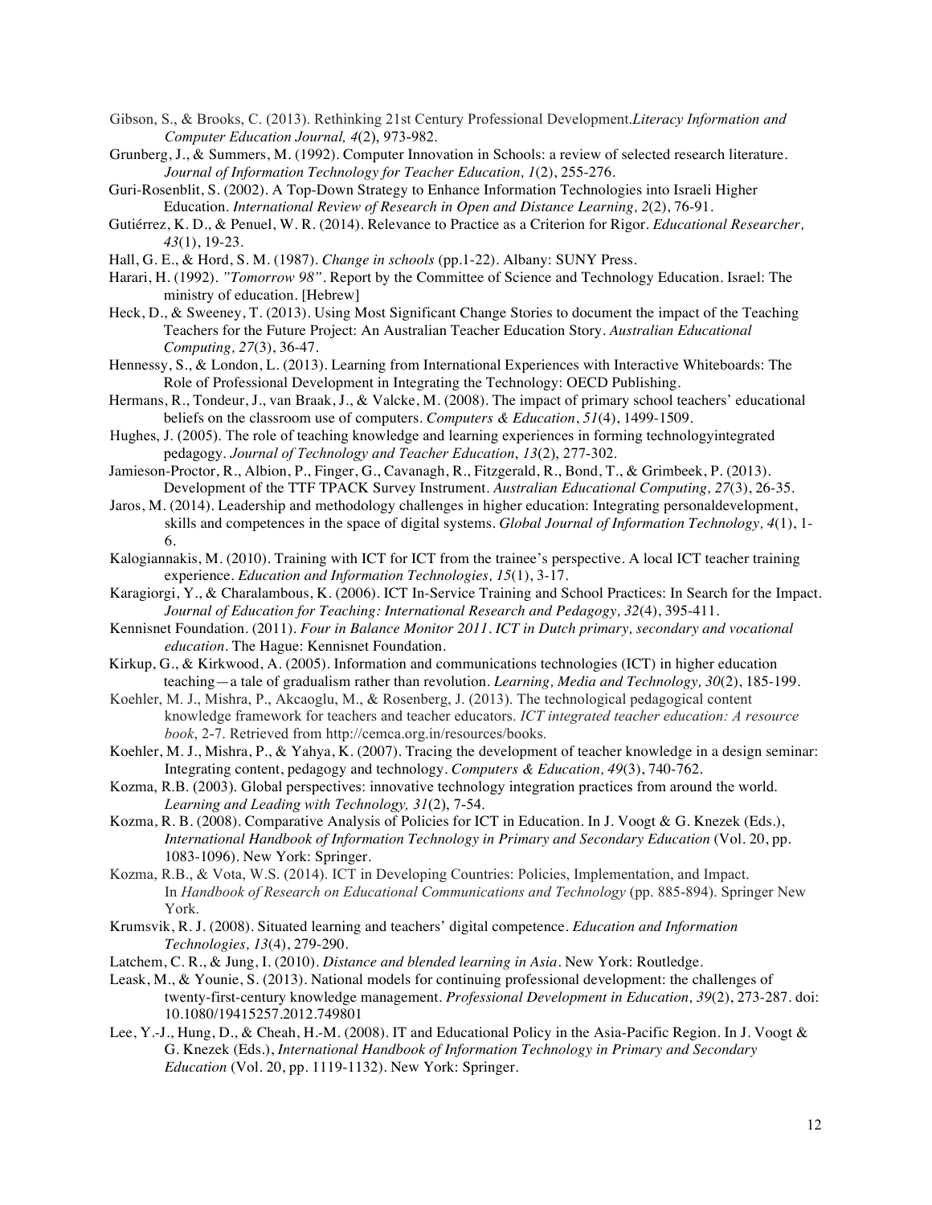Gibson, S., & Brooks, C. (2013). Rethinking 21st Century Professional Development.*Literacy Information and Computer Education Journal, 4*(2), 973-982.

Grunberg, J., & Summers, M. (1992). Computer Innovation in Schools: a review of selected research literature. *Journal of Information Technology for Teacher Education, 1*(2), 255-276.

Guri-Rosenblit, S. (2002). A Top-Down Strategy to Enhance Information Technologies into Israeli Higher Education. *International Review of Research in Open and Distance Learning, 2*(2), 76-91.

Gutiérrez, K. D., & Penuel, W. R. (2014). Relevance to Practice as a Criterion for Rigor. *Educational Researcher, 43*(1), 19-23.

Hall, G. E., & Hord, S. M. (1987). *Change in schools* (pp.1-22). Albany: SUNY Press.

Harari, H. (1992). *"Tomorrow 98"*. Report by the Committee of Science and Technology Education. Israel: The ministry of education. [Hebrew]

Heck, D., & Sweeney, T. (2013). Using Most Significant Change Stories to document the impact of the Teaching Teachers for the Future Project: An Australian Teacher Education Story. *Australian Educational Computing, 27*(3), 36-47.

Hennessy, S., & London, L. (2013). Learning from International Experiences with Interactive Whiteboards: The Role of Professional Development in Integrating the Technology: OECD Publishing.

Hermans, R., Tondeur, J., van Braak, J., & Valcke, M. (2008). The impact of primary school teachers' educational beliefs on the classroom use of computers. *Computers & Education*, *51*(4), 1499-1509.

Hughes, J. (2005). The role of teaching knowledge and learning experiences in forming technologyintegrated pedagogy. *Journal of Technology and Teacher Education*, *13*(2), 277-302.

Jamieson-Proctor, R., Albion, P., Finger, G., Cavanagh, R., Fitzgerald, R., Bond, T., & Grimbeek, P. (2013). Development of the TTF TPACK Survey Instrument. *Australian Educational Computing, 27*(3), 26-35.

Jaros, M. (2014). Leadership and methodology challenges in higher education: Integrating personaldevelopment, skills and competences in the space of digital systems. *Global Journal of Information Technology, 4*(1), 1-6.

Kalogiannakis, M. (2010). Training with ICT for ICT from the trainee's perspective. A local ICT teacher training experience. *Education and Information Technologies, 15*(1), 3-17.

Karagiorgi, Y., & Charalambous, K. (2006). ICT In-Service Training and School Practices: In Search for the Impact. *Journal of Education for Teaching: International Research and Pedagogy, 32*(4), 395-411.

Kennisnet Foundation. (2011). *Four in Balance Monitor 2011. ICT in Dutch primary, secondary and vocational education*. The Hague: Kennisnet Foundation.

Kirkup, G., & Kirkwood, A. (2005). Information and communications technologies (ICT) in higher education teaching—a tale of gradualism rather than revolution. *Learning, Media and Technology, 30*(2), 185-199.

Koehler, M. J., Mishra, P., Akcaoglu, M., & Rosenberg, J. (2013). The technological pedagogical content knowledge framework for teachers and teacher educators. *ICT integrated teacher education: A resource book*, 2-7. Retrieved from http://cemca.org.in/resources/books.

Koehler, M. J., Mishra, P., & Yahya, K. (2007). Tracing the development of teacher knowledge in a design seminar: Integrating content, pedagogy and technology. *Computers & Education, 49*(3), 740-762.

Kozma, R.B. (2003). Global perspectives: innovative technology integration practices from around the world. *Learning and Leading with Technology, 31*(2), 7-54.

Kozma, R. B. (2008). Comparative Analysis of Policies for ICT in Education. In J. Voogt & G. Knezek (Eds.), *International Handbook of Information Technology in Primary and Secondary Education* (Vol. 20, pp. 1083-1096). New York: Springer.

Kozma, R.B., & Vota, W.S. (2014). ICT in Developing Countries: Policies, Implementation, and Impact. In *Handbook of Research on Educational Communications and Technology* (pp. 885-894). Springer New York.

Krumsvik, R. J. (2008). Situated learning and teachers' digital competence. *Education and Information Technologies, 13*(4), 279-290.

Latchem, C. R., & Jung, I. (2010). *Distance and blended learning in Asia*. New York: Routledge.

Leask, M., & Younie, S. (2013). National models for continuing professional development: the challenges of twenty-first-century knowledge management. *Professional Development in Education, 39*(2), 273-287. doi: 10.1080/19415257.2012.749801

Lee, Y.-J., Hung, D., & Cheah, H.-M. (2008). IT and Educational Policy in the Asia-Pacific Region. In J. Voogt & G. Knezek (Eds.), *International Handbook of Information Technology in Primary and Secondary Education* (Vol. 20, pp. 1119-1132). New York: Springer.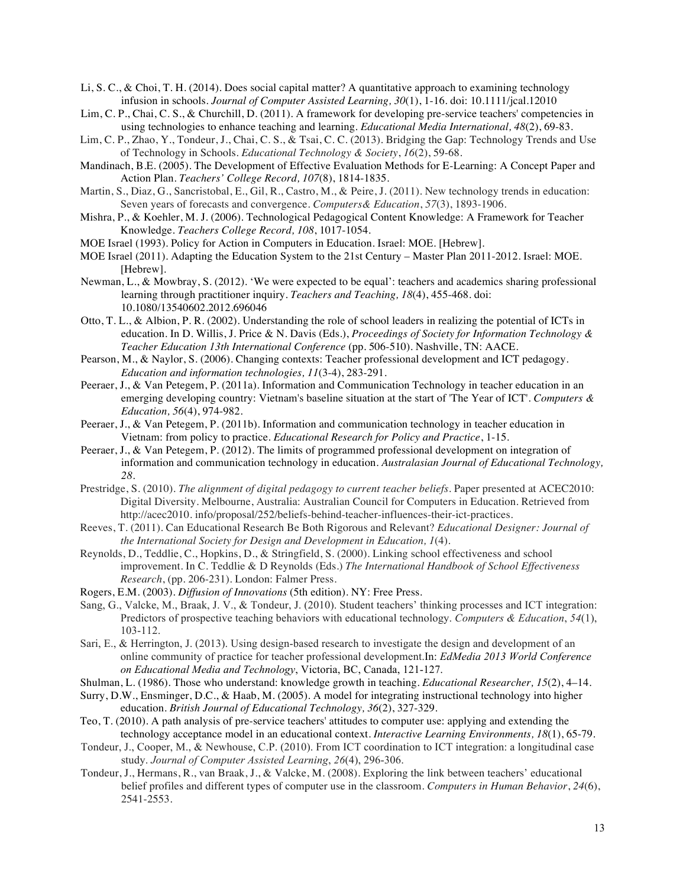Li, S. C., & Choi, T. H. (2014). Does social capital matter? A quantitative approach to examining technology infusion in schools. *Journal of Computer Assisted Learning, 30*(1), 1-16. doi: 10.1111/jcal.12010

Lim, C. P., Chai, C. S., & Churchill, D. (2011). A framework for developing pre-service teachers' competencies in using technologies to enhance teaching and learning. *Educational Media International, 48*(2), 69-83.

Lim, C. P., Zhao, Y., Tondeur, J., Chai, C. S., & Tsai, C. C. (2013). Bridging the Gap: Technology Trends and Use of Technology in Schools. *Educational Technology & Society*, *16*(2), 59-68.

Mandinach, B.E. (2005). The Development of Effective Evaluation Methods for E-Learning: A Concept Paper and Action Plan. *Teachers' College Record, 107*(8), 1814-1835.

Martin, S., Diaz, G., Sancristobal, E., Gil, R., Castro, M., & Peire, J. (2011). New technology trends in education: Seven years of forecasts and convergence. *Computers& Education*, *57*(3), 1893-1906.

Mishra, P., & Koehler, M. J. (2006). Technological Pedagogical Content Knowledge: A Framework for Teacher Knowledge. *Teachers College Record, 108*, 1017-1054.

MOE Israel (1993). Policy for Action in Computers in Education. Israel: MOE. [Hebrew].

MOE Israel (2011). Adapting the Education System to the 21st Century – Master Plan 2011-2012. Israel: MOE. [Hebrew].

Newman, L., & Mowbray, S. (2012). 'We were expected to be equal': teachers and academics sharing professional learning through practitioner inquiry. *Teachers and Teaching, 18*(4), 455-468. doi: 10.1080/13540602.2012.696046

Otto, T. L., & Albion, P. R. (2002). Understanding the role of school leaders in realizing the potential of ICTs in education. In D. Willis, J. Price & N. Davis (Eds.), *Proceedings of Society for Information Technology & Teacher Education 13th International Conference* (pp. 506-510). Nashville, TN: AACE.

Pearson, M., & Naylor, S. (2006). Changing contexts: Teacher professional development and ICT pedagogy. *Education and information technologies, 11*(3-4), 283-291.

Peeraer, J., & Van Petegem, P. (2011a). Information and Communication Technology in teacher education in an emerging developing country: Vietnam's baseline situation at the start of 'The Year of ICT'. *Computers & Education, 56*(4), 974-982.

Peeraer, J., & Van Petegem, P. (2011b). Information and communication technology in teacher education in Vietnam: from policy to practice. *Educational Research for Policy and Practice*, 1-15.

Peeraer, J., & Van Petegem, P. (2012). The limits of programmed professional development on integration of information and communication technology in education. *Australasian Journal of Educational Technology, 28*.

Prestridge, S. (2010). *The alignment of digital pedagogy to current teacher beliefs*. Paper presented at ACEC2010: Digital Diversity. Melbourne, Australia: Australian Council for Computers in Education. Retrieved from http://acec2010. info/proposal/252/beliefs-behind-teacher-influences-their-ict-practices.

Reeves, T. (2011). Can Educational Research Be Both Rigorous and Relevant? *Educational Designer: Journal of the International Society for Design and Development in Education, 1*(4).

Reynolds, D., Teddlie, C., Hopkins, D., & Stringfield, S. (2000). Linking school effectiveness and school improvement. In C. Teddlie & D Reynolds (Eds.) *The International Handbook of School Effectiveness Research*, (pp. 206-231). London: Falmer Press.

Rogers, E.M. (2003). *Diffusion of Innovations* (5th edition). NY: Free Press.

Sang, G., Valcke, M., Braak, J. V., & Tondeur, J. (2010). Student teachers' thinking processes and ICT integration: Predictors of prospective teaching behaviors with educational technology. *Computers & Education*, *54*(1), 103-112.

Sari, E., & Herrington, J. (2013). Using design-based research to investigate the design and development of an online community of practice for teacher professional development.In: *EdMedia 2013 World Conference on Educational Media and Technology*, Victoria, BC, Canada, 121-127.

Shulman, L. (1986). Those who understand: knowledge growth in teaching. *Educational Researcher, 15*(2), 4–14.

Surry, D.W., Ensminger, D.C., & Haab, M. (2005). A model for integrating instructional technology into higher education. *British Journal of Educational Technology, 36*(2), 327-329.

Teo, T. (2010). A path analysis of pre-service teachers' attitudes to computer use: applying and extending the technology acceptance model in an educational context. *Interactive Learning Environments, 18*(1), 65-79.

Tondeur, J., Cooper, M., & Newhouse, C.P. (2010). From ICT coordination to ICT integration: a longitudinal case study. *Journal of Computer Assisted Learning*, *26*(4), 296-306.

Tondeur, J., Hermans, R., van Braak, J., & Valcke, M. (2008). Exploring the link between teachers' educational belief profiles and different types of computer use in the classroom. *Computers in Human Behavior*, *24*(6), 2541-2553.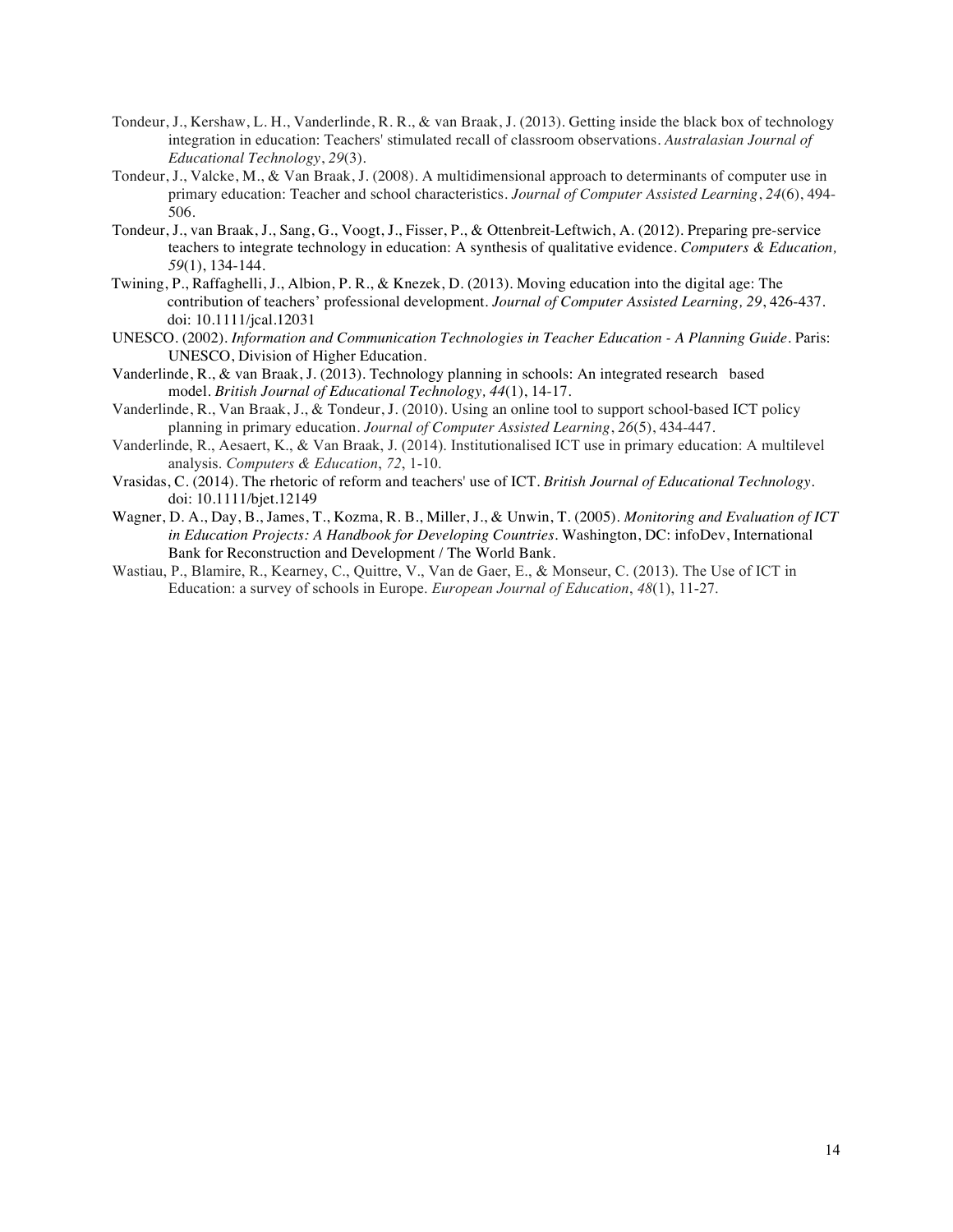Tondeur, J., Kershaw, L. H., Vanderlinde, R. R., & van Braak, J. (2013). Getting inside the black box of technology integration in education: Teachers' stimulated recall of classroom observations. *Australasian Journal of Educational Technology*, *29*(3).

Tondeur, J., Valcke, M., & Van Braak, J. (2008). A multidimensional approach to determinants of computer use in primary education: Teacher and school characteristics. *Journal of Computer Assisted Learning*, *24*(6), 494-506.

Tondeur, J., van Braak, J., Sang, G., Voogt, J., Fisser, P., & Ottenbreit-Leftwich, A. (2012). Preparing pre-service teachers to integrate technology in education: A synthesis of qualitative evidence. *Computers & Education, 59*(1), 134-144.

Twining, P., Raffaghelli, J., Albion, P. R., & Knezek, D. (2013). Moving education into the digital age: The contribution of teachers' professional development. *Journal of Computer Assisted Learning, 29*, 426-437. doi: 10.1111/jcal.12031

UNESCO. (2002). *Information and Communication Technologies in Teacher Education - A Planning Guide*. Paris: UNESCO, Division of Higher Education.

Vanderlinde, R., & van Braak, J. (2013). Technology planning in schools: An integrated research based model. *British Journal of Educational Technology, 44*(1), 14-17.

Vanderlinde, R., Van Braak, J., & Tondeur, J. (2010). Using an online tool to support school-based ICT policy planning in primary education. *Journal of Computer Assisted Learning*, *26*(5), 434-447.

Vanderlinde, R., Aesaert, K., & Van Braak, J. (2014). Institutionalised ICT use in primary education: A multilevel analysis. *Computers & Education*, *72*, 1-10.

Vrasidas, C. (2014). The rhetoric of reform and teachers' use of ICT. *British Journal of Educational Technology*. doi: 10.1111/bjet.12149

Wagner, D. A., Day, B., James, T., Kozma, R. B., Miller, J., & Unwin, T. (2005). *Monitoring and Evaluation of ICT in Education Projects: A Handbook for Developing Countries*. Washington, DC: infoDev, International Bank for Reconstruction and Development / The World Bank.

Wastiau, P., Blamire, R., Kearney, C., Quittre, V., Van de Gaer, E., & Monseur, C. (2013). The Use of ICT in Education: a survey of schools in Europe. *European Journal of Education*, *48*(1), 11-27.